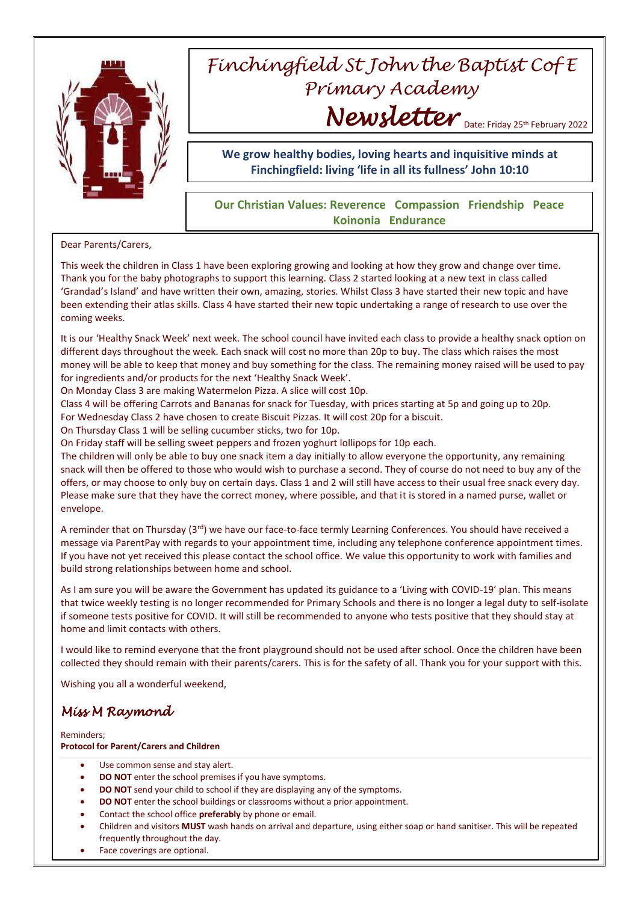# Finchingfield St John the Baptist CofE Primary Academy

## Newsletter

Date: Friday 25th February 2022

**We grow healthy bodies, loving hearts and inquisitive minds at Finchingfield: living 'life in all its fullness' John 10:10**

**Our Christian Values: Reverence Compassion Friendship Peace Koinonia Endurance**

Dear Parents/Carers,

This week the children in Class 1 have been exploring growing and looking at how they grow and change over time. Thank you for the baby photographs to support this learning. Class 2 started looking at a new text in class called 'Grandad's Island' and have written their own, amazing, stories. Whilst Class 3 have started their new topic and have been extending their atlas skills. Class 4 have started their new topic undertaking a range of research to use over the coming weeks.

It is our 'Healthy Snack Week' next week. The school council have invited each class to provide a healthy snack option on different days throughout the week. Each snack will cost no more than 20p to buy. The class which raises the most money will be able to keep that money and buy something for the class. The remaining money raised will be used to pay for ingredients and/or products for the next 'Healthy Snack Week'.
On Monday Class 3 are making Watermelon Pizza. A slice will cost 10p.
Class 4 will be offering Carrots and Bananas for snack for Tuesday, with prices starting at 5p and going up to 20p.
For Wednesday Class 2 have chosen to create Biscuit Pizzas. It will cost 20p for a biscuit.
On Thursday Class 1 will be selling cucumber sticks, two for 10p.
On Friday staff will be selling sweet peppers and frozen yoghurt lollipops for 10p each.
The children will only be able to buy one snack item a day initially to allow everyone the opportunity, any remaining snack will then be offered to those who would wish to purchase a second. They of course do not need to buy any of the offers, or may choose to only buy on certain days. Class 1 and 2 will still have access to their usual free snack every day. Please make sure that they have the correct money, where possible, and that it is stored in a named purse, wallet or envelope.

A reminder that on Thursday (3rd) we have our face-to-face termly Learning Conferences. You should have received a message via ParentPay with regards to your appointment time, including any telephone conference appointment times. If you have not yet received this please contact the school office. We value this opportunity to work with families and build strong relationships between home and school.

As I am sure you will be aware the Government has updated its guidance to a 'Living with COVID-19' plan. This means that twice weekly testing is no longer recommended for Primary Schools and there is no longer a legal duty to self-isolate if someone tests positive for COVID. It will still be recommended to anyone who tests positive that they should stay at home and limit contacts with others.

I would like to remind everyone that the front playground should not be used after school. Once the children have been collected they should remain with their parents/carers. This is for the safety of all. Thank you for your support with this.

Wishing you all a wonderful weekend,

*Miss M Raymond*

Reminders;
**Protocol for Parent/Carers and Children**

- Use common sense and stay alert.
- **DO NOT** enter the school premises if you have symptoms.
- **DO NOT** send your child to school if they are displaying any of the symptoms.
- **DO NOT** enter the school buildings or classrooms without a prior appointment.
- Contact the school office **preferably** by phone or email.
- Children and visitors **MUST** wash hands on arrival and departure, using either soap or hand sanitiser. This will be repeated frequently throughout the day.
- Face coverings are optional.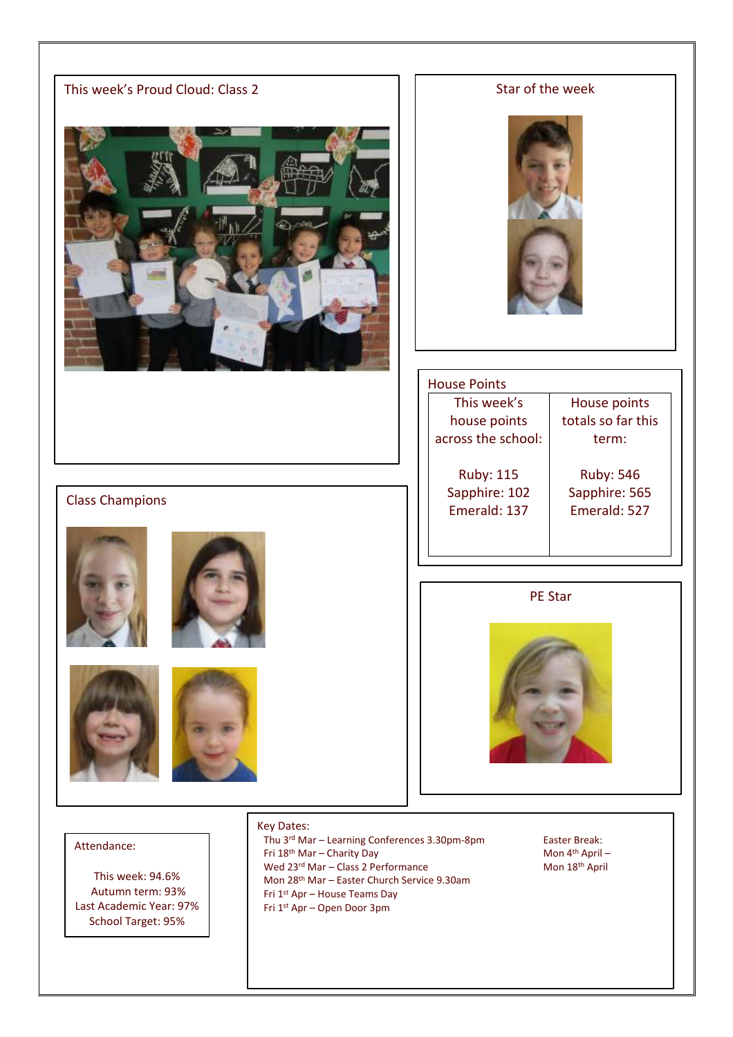## This week's Proud Cloud: Class 2

## Star of the week

## House Points

| This week's house points across the school: | House points totals so far this term: |
|---|---|
| Ruby: 115<br>Sapphire: 102<br>Emerald: 137 | Ruby: 546<br>Sapphire: 565<br>Emerald: 527 |

## Class Champions

## PE Star

## Attendance:

This week: 94.6%
Autumn term: 93%
Last Academic Year: 97%
School Target: 95%

## Key Dates:

- Thu 3rd Mar – Learning Conferences 3.30pm-8pm
- Fri 18th Mar – Charity Day
- Wed 23rd Mar – Class 2 Performance
- Mon 28th Mar – Easter Church Service 9.30am
- Fri 1st Apr – House Teams Day
- Fri 1st Apr – Open Door 3pm

Easter Break:
Mon 4th April –
Mon 18th April